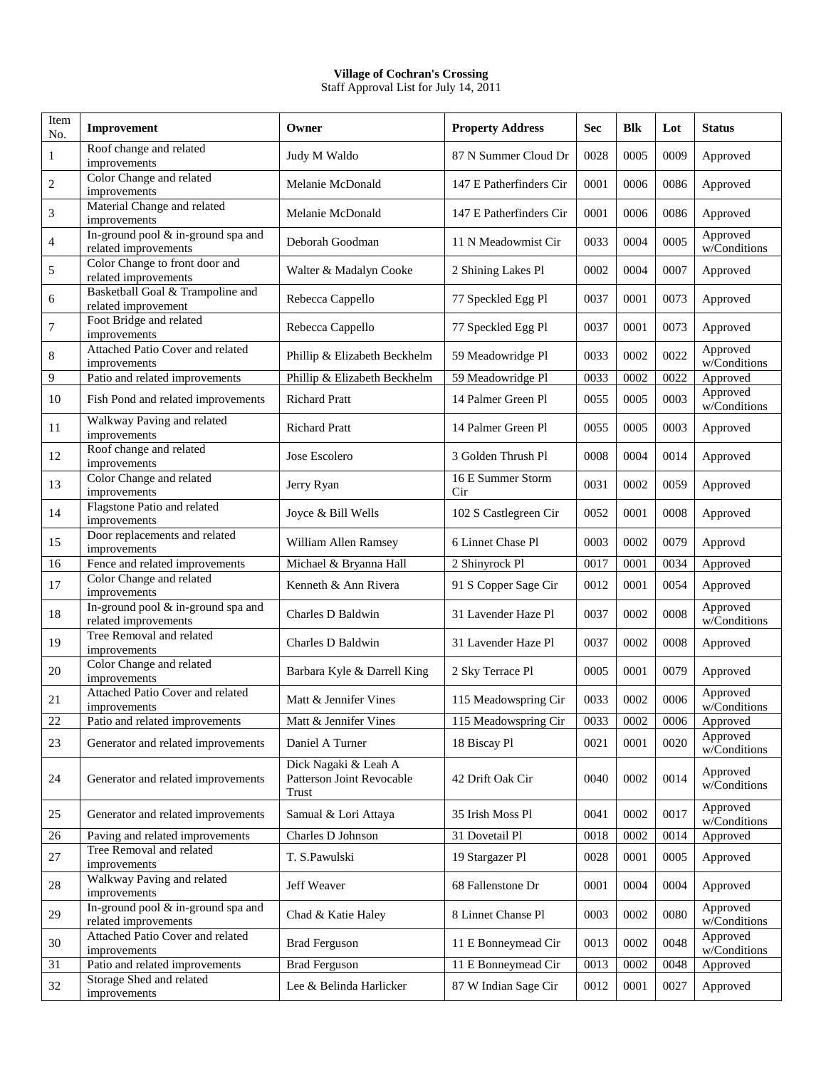**Village of Cochran's Crossing**
Staff Approval List for July 14, 2011

| Item No. | Improvement | Owner | Property Address | Sec | Blk | Lot | Status |
|---|---|---|---|---|---|---|---|
| 1 | Roof change and related improvements | Judy M Waldo | 87 N Summer Cloud Dr | 0028 | 0005 | 0009 | Approved |
| 2 | Color Change and related improvements | Melanie McDonald | 147 E Patherfinders Cir | 0001 | 0006 | 0086 | Approved |
| 3 | Material Change and related improvements | Melanie McDonald | 147 E Patherfinders Cir | 0001 | 0006 | 0086 | Approved |
| 4 | In-ground pool & in-ground spa and related improvements | Deborah Goodman | 11 N Meadowmist Cir | 0033 | 0004 | 0005 | Approved w/Conditions |
| 5 | Color Change to front door and related improvements | Walter & Madalyn Cooke | 2 Shining Lakes Pl | 0002 | 0004 | 0007 | Approved |
| 6 | Basketball Goal & Trampoline and related improvement | Rebecca Cappello | 77 Speckled Egg Pl | 0037 | 0001 | 0073 | Approved |
| 7 | Foot Bridge and related improvements | Rebecca Cappello | 77 Speckled Egg Pl | 0037 | 0001 | 0073 | Approved |
| 8 | Attached Patio Cover and related improvements | Phillip & Elizabeth Beckhelm | 59 Meadowridge Pl | 0033 | 0002 | 0022 | Approved w/Conditions |
| 9 | Patio and related improvements | Phillip & Elizabeth Beckhelm | 59 Meadowridge Pl | 0033 | 0002 | 0022 | Approved |
| 10 | Fish Pond and related improvements | Richard Pratt | 14 Palmer Green Pl | 0055 | 0005 | 0003 | Approved w/Conditions |
| 11 | Walkway Paving and related improvements | Richard Pratt | 14 Palmer Green Pl | 0055 | 0005 | 0003 | Approved |
| 12 | Roof change and related improvements | Jose Escolero | 3 Golden Thrush Pl | 0008 | 0004 | 0014 | Approved |
| 13 | Color Change and related improvements | Jerry Ryan | 16 E Summer Storm Cir | 0031 | 0002 | 0059 | Approved |
| 14 | Flagstone Patio and related improvements | Joyce & Bill Wells | 102 S Castlegreen Cir | 0052 | 0001 | 0008 | Approved |
| 15 | Door replacements and related improvements | William Allen Ramsey | 6 Linnet Chase Pl | 0003 | 0002 | 0079 | Approvd |
| 16 | Fence and related improvements | Michael & Bryanna Hall | 2 Shinyrock Pl | 0017 | 0001 | 0034 | Approved |
| 17 | Color Change and related improvements | Kenneth & Ann Rivera | 91 S Copper Sage Cir | 0012 | 0001 | 0054 | Approved |
| 18 | In-ground pool & in-ground spa and related improvements | Charles D Baldwin | 31 Lavender Haze Pl | 0037 | 0002 | 0008 | Approved w/Conditions |
| 19 | Tree Removal and related improvements | Charles D Baldwin | 31 Lavender Haze Pl | 0037 | 0002 | 0008 | Approved |
| 20 | Color Change and related improvements | Barbara Kyle & Darrell King | 2 Sky Terrace Pl | 0005 | 0001 | 0079 | Approved |
| 21 | Attached Patio Cover and related improvements | Matt & Jennifer Vines | 115 Meadowspring Cir | 0033 | 0002 | 0006 | Approved w/Conditions |
| 22 | Patio and related improvements | Matt & Jennifer Vines | 115 Meadowspring Cir | 0033 | 0002 | 0006 | Approved |
| 23 | Generator and related improvements | Daniel A Turner | 18 Biscay Pl | 0021 | 0001 | 0020 | Approved w/Conditions |
| 24 | Generator and related improvements | Dick Nagaki & Leah A Patterson Joint Revocable Trust | 42 Drift Oak Cir | 0040 | 0002 | 0014 | Approved w/Conditions |
| 25 | Generator and related improvements | Samual & Lori Attaya | 35 Irish Moss Pl | 0041 | 0002 | 0017 | Approved w/Conditions |
| 26 | Paving and related improvements | Charles D Johnson | 31 Dovetail Pl | 0018 | 0002 | 0014 | Approved |
| 27 | Tree Removal and related improvements | T. S.Pawulski | 19 Stargazer Pl | 0028 | 0001 | 0005 | Approved |
| 28 | Walkway Paving and related improvements | Jeff Weaver | 68 Fallenstone Dr | 0001 | 0004 | 0004 | Approved |
| 29 | In-ground pool & in-ground spa and related improvements | Chad & Katie Haley | 8 Linnet Chanse Pl | 0003 | 0002 | 0080 | Approved w/Conditions |
| 30 | Attached Patio Cover and related improvements | Brad Ferguson | 11 E Bonneymead Cir | 0013 | 0002 | 0048 | Approved w/Conditions |
| 31 | Patio and related improvements | Brad Ferguson | 11 E Bonneymead Cir | 0013 | 0002 | 0048 | Approved |
| 32 | Storage Shed and related improvements | Lee & Belinda Harlicker | 87 W Indian Sage Cir | 0012 | 0001 | 0027 | Approved |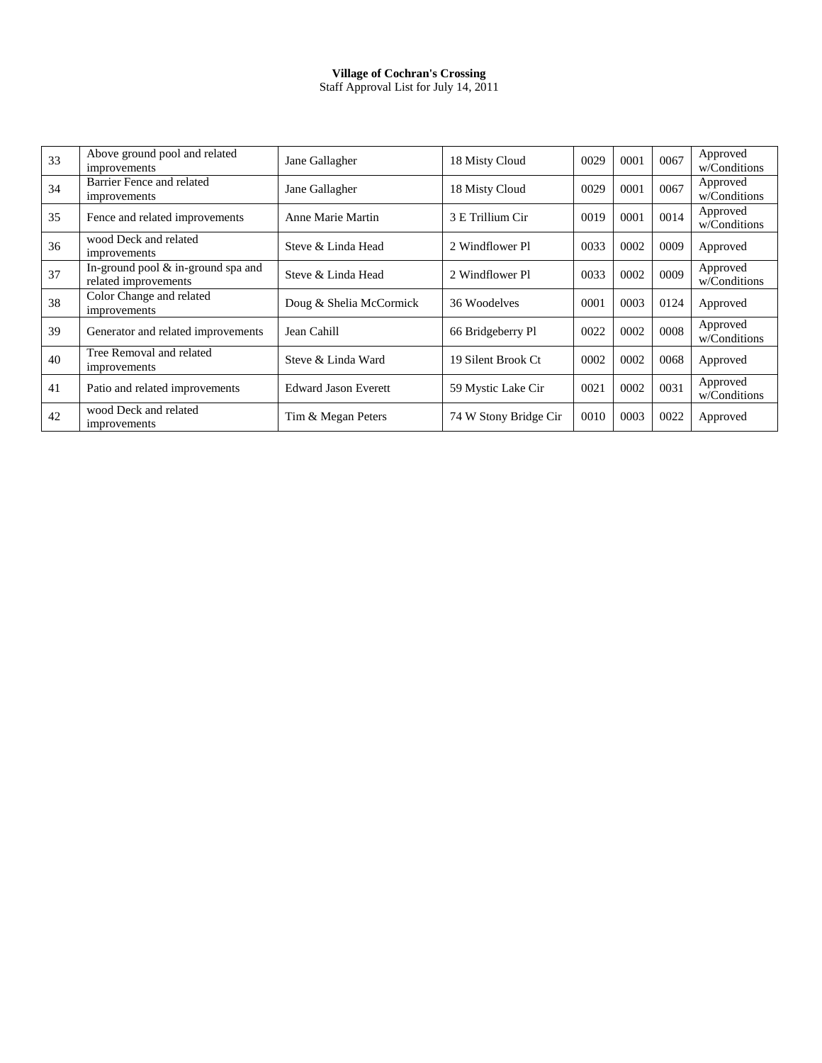**Village of Cochran's Crossing**
Staff Approval List for July 14, 2011

| | | | | | | | |
|---|---|---|---|---|---|---|---|
| 33 | Above ground pool and related improvements | Jane Gallagher | 18 Misty Cloud | 0029 | 0001 | 0067 | Approved w/Conditions |
| 34 | Barrier Fence and related improvements | Jane Gallagher | 18 Misty Cloud | 0029 | 0001 | 0067 | Approved w/Conditions |
| 35 | Fence and related improvements | Anne Marie Martin | 3 E Trillium Cir | 0019 | 0001 | 0014 | Approved w/Conditions |
| 36 | wood Deck and related improvements | Steve & Linda Head | 2 Windflower Pl | 0033 | 0002 | 0009 | Approved |
| 37 | In-ground pool & in-ground spa and related improvements | Steve & Linda Head | 2 Windflower Pl | 0033 | 0002 | 0009 | Approved w/Conditions |
| 38 | Color Change and related improvements | Doug & Shelia McCormick | 36 Woodelves | 0001 | 0003 | 0124 | Approved |
| 39 | Generator and related improvements | Jean Cahill | 66 Bridgeberry Pl | 0022 | 0002 | 0008 | Approved w/Conditions |
| 40 | Tree Removal and related improvements | Steve & Linda Ward | 19 Silent Brook Ct | 0002 | 0002 | 0068 | Approved |
| 41 | Patio and related improvements | Edward Jason Everett | 59 Mystic Lake Cir | 0021 | 0002 | 0031 | Approved w/Conditions |
| 42 | wood Deck and related improvements | Tim & Megan Peters | 74 W Stony Bridge Cir | 0010 | 0003 | 0022 | Approved |